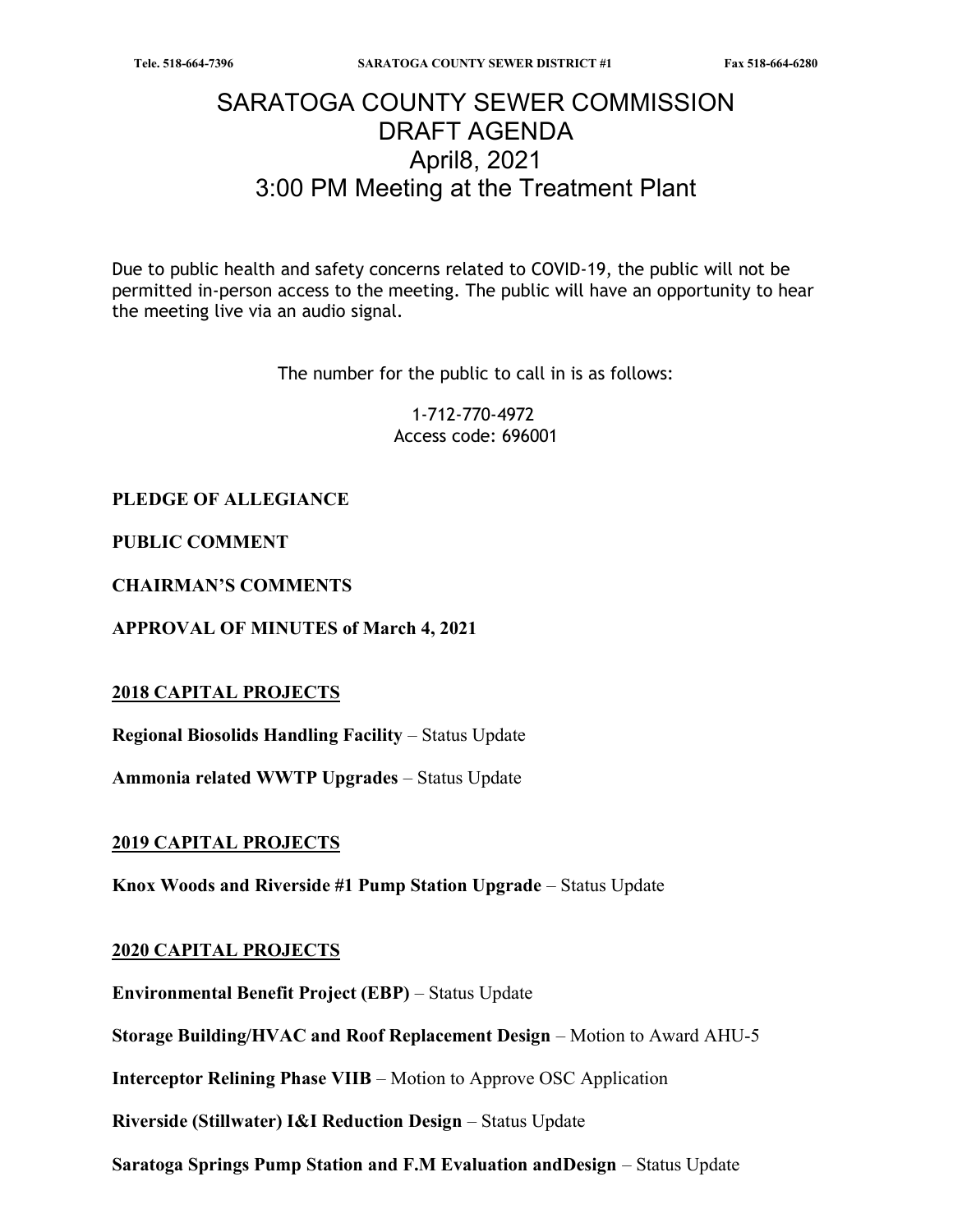# SARATOGA COUNTY SEWER COMMISSION
# DRAFT AGENDA
# April8, 2021
# 3:00 PM Meeting at the Treatment Plant

Due to public health and safety concerns related to COVID-19, the public will not be permitted in-person access to the meeting. The public will have an opportunity to hear the meeting live via an audio signal.

The number for the public to call in is as follows:

1-712-770-4972
Access code: 696001

**PLEDGE OF ALLEGIANCE**

**PUBLIC COMMENT**

**CHAIRMAN'S COMMENTS**

**APPROVAL OF MINUTES of March 4, 2021**

## 2018 CAPITAL PROJECTS

**Regional Biosolids Handling Facility** – Status Update

**Ammonia related WWTP Upgrades** – Status Update

## 2019 CAPITAL PROJECTS

**Knox Woods and Riverside #1 Pump Station Upgrade** – Status Update

## 2020 CAPITAL PROJECTS

**Environmental Benefit Project (EBP)** – Status Update

**Storage Building/HVAC and Roof Replacement Design** – Motion to Award AHU-5

**Interceptor Relining Phase VIIB** – Motion to Approve OSC Application

**Riverside (Stillwater) I&I Reduction Design** – Status Update

**Saratoga Springs Pump Station and F.M Evaluation andDesign** – Status Update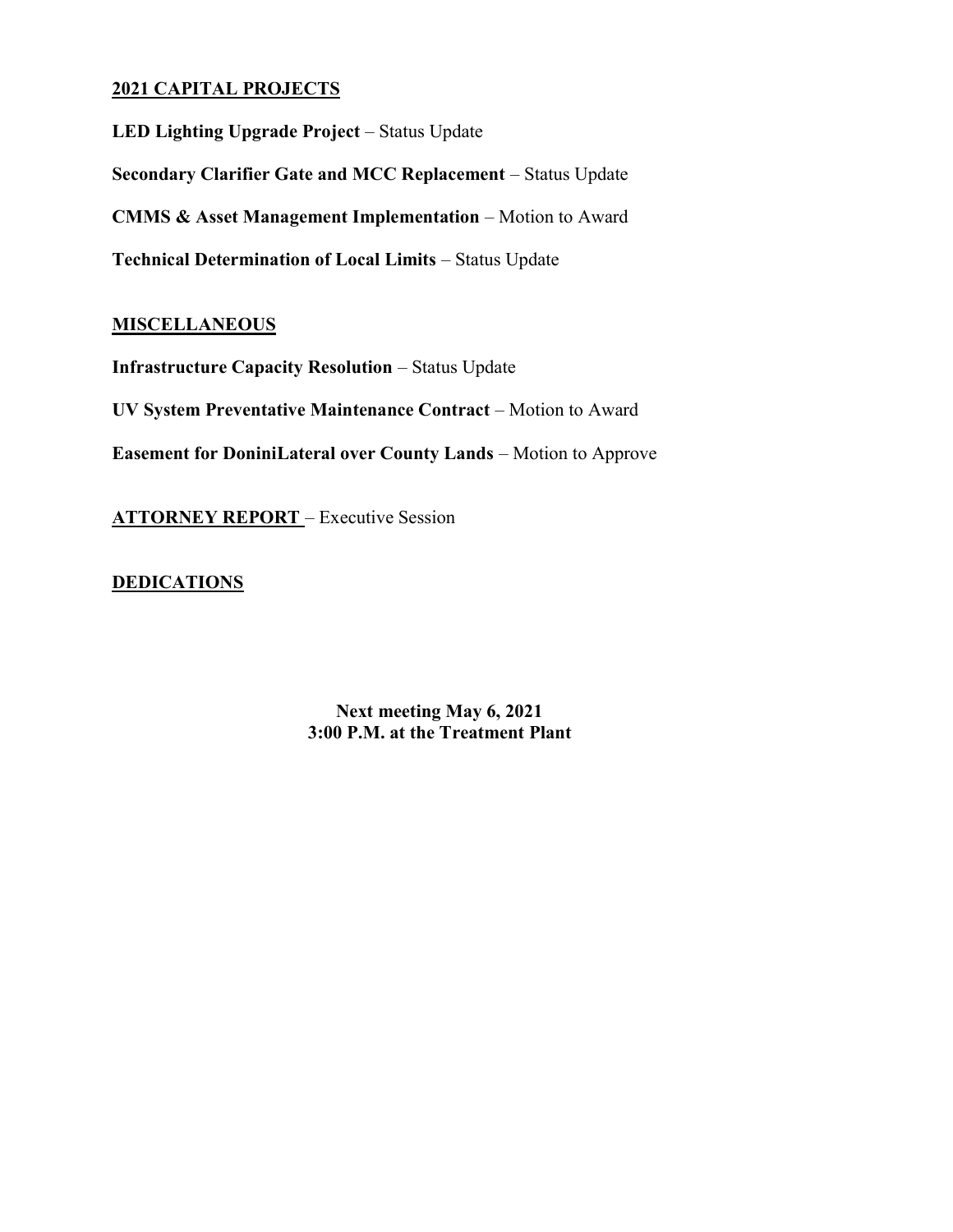## 2021 CAPITAL PROJECTS

**LED Lighting Upgrade Project** – Status Update

**Secondary Clarifier Gate and MCC Replacement** – Status Update

**CMMS & Asset Management Implementation** – Motion to Award

**Technical Determination of Local Limits** – Status Update

## MISCELLANEOUS

**Infrastructure Capacity Resolution** – Status Update

**UV System Preventative Maintenance Contract** – Motion to Award

**Easement for DoniniLateral over County Lands** – Motion to Approve

**ATTORNEY REPORT** – Executive Session

## DEDICATIONS

**Next meeting May 6, 2021**
**3:00 P.M. at the Treatment Plant**